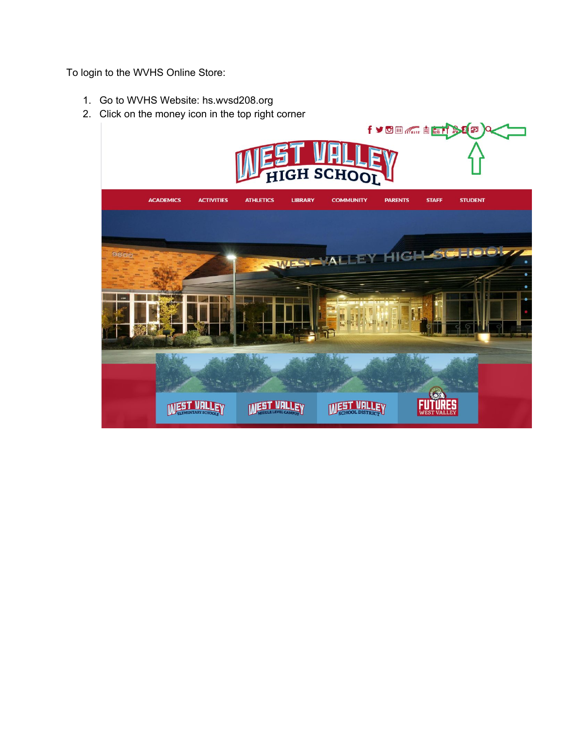To login to the WVHS Online Store:

1. Go to WVHS Website: hs.wvsd208.org
2. Click on the money icon in the top right corner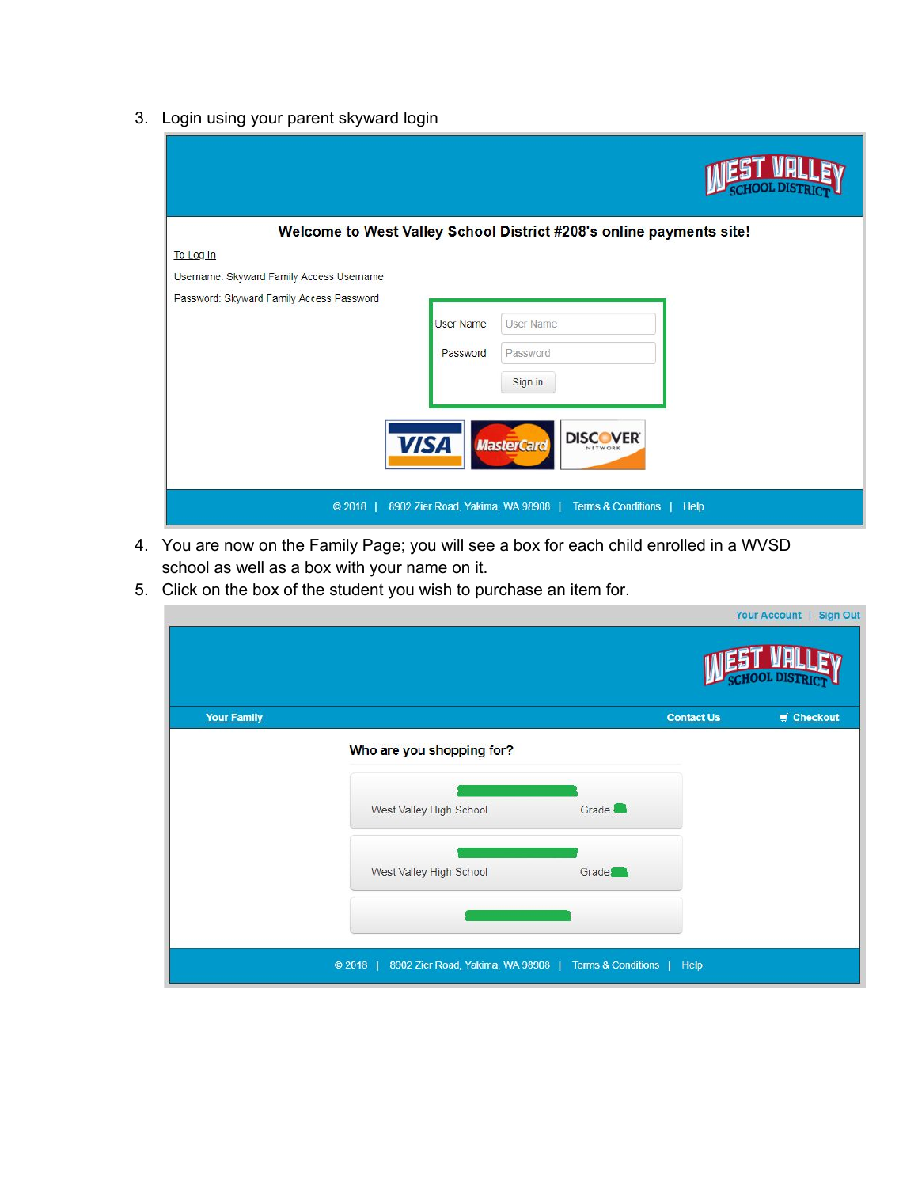3. Login using your parent skyward login

**Welcome to West Valley School District #208's online payments site!**

To Log In

Username: Skyward Family Access Username

Password: Skyward Family Access Password

User Name

Password

Sign in

© 2018 | 8902 Zier Road, Yakima, WA 98908 | Terms & Conditions | Help

4. You are now on the Family Page; you will see a box for each child enrolled in a WVSD school as well as a box with your name on it.
5. Click on the box of the student you wish to purchase an item for.

Your Account | Sign Out

Your Family | Contact Us | Checkout

**Who are you shopping for?**

West Valley High School Grade

West Valley High School Grade

© 2018 | 8902 Zier Road, Yakima, WA 98908 | Terms & Conditions | Help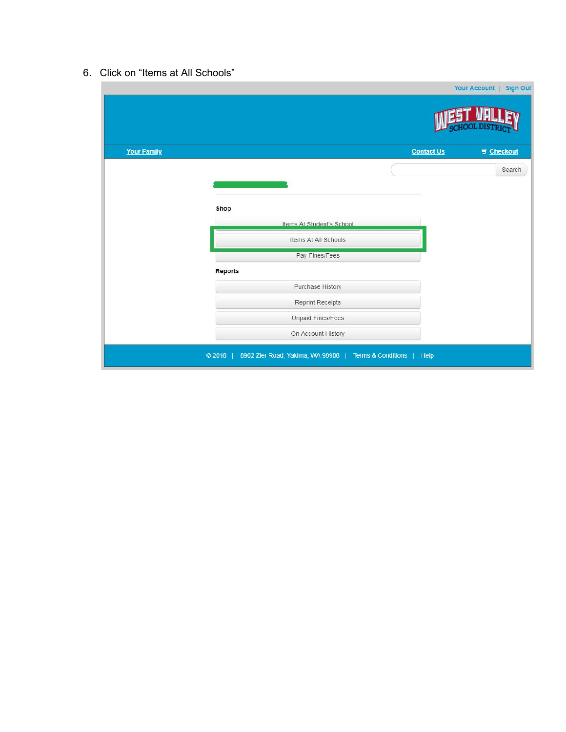6. Click on “Items at All Schools”

Your Account | Sign Out

Your Family

Contact Us

Checkout

Search

Shop

Items At Student's School

Items At All Schools

Pay Fines/Fees

Reports

Purchase History

Reprint Receipts

Unpaid Fines/Fees

On Account History

© 2018 | 8902 Zier Road, Yakima, WA 98908 | Terms & Conditions | Help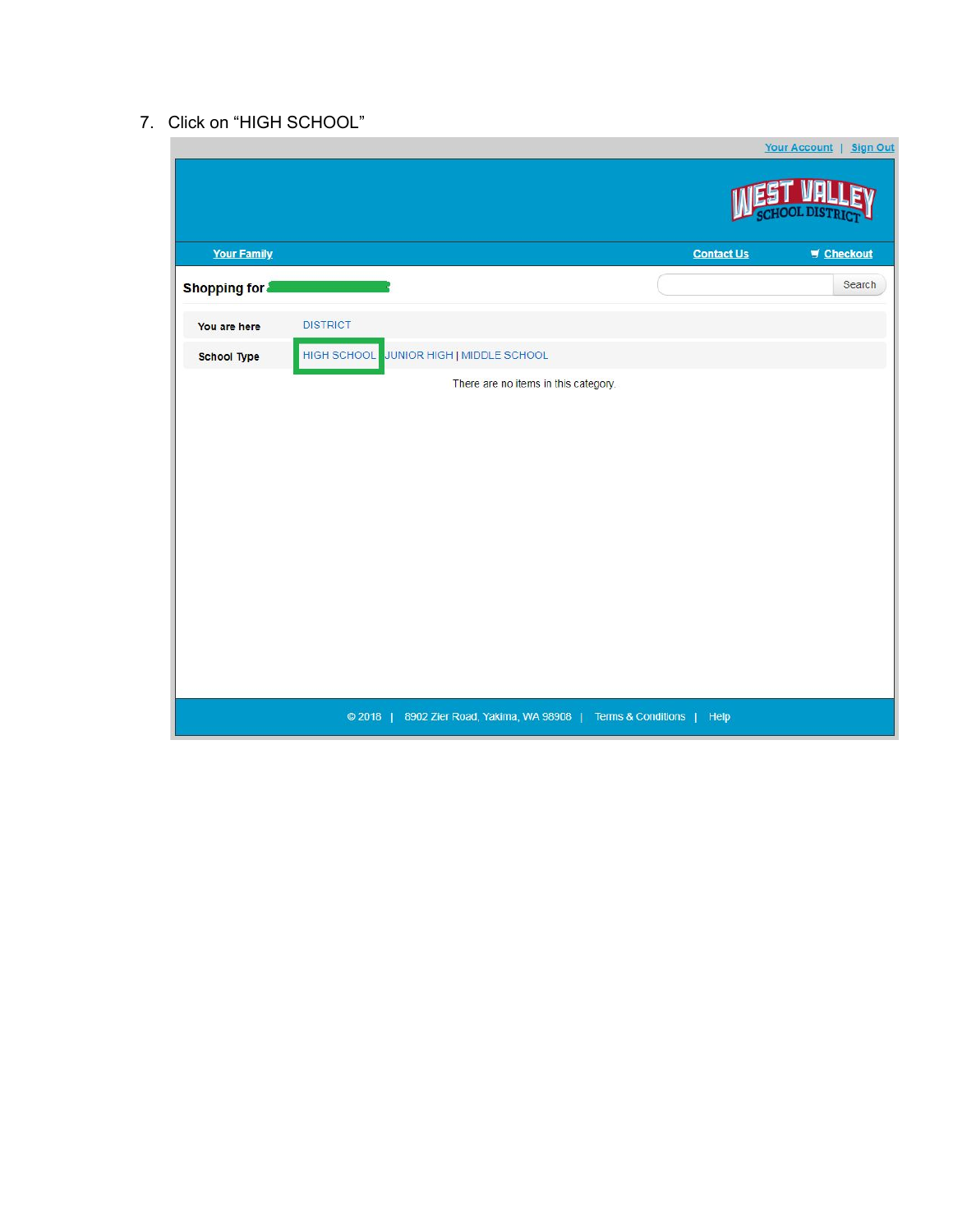7. Click on "HIGH SCHOOL"

Your Account | Sign Out

WEST VALLEY SCHOOL DISTRICT

Your Family

Contact Us

Checkout

**Shopping for**

Search

You are here DISTRICT

School Type HIGH SCHOOL | JUNIOR HIGH | MIDDLE SCHOOL

There are no items in this category.

© 2018 | 8902 Zier Road, Yakima, WA 98908 | Terms & Conditions | Help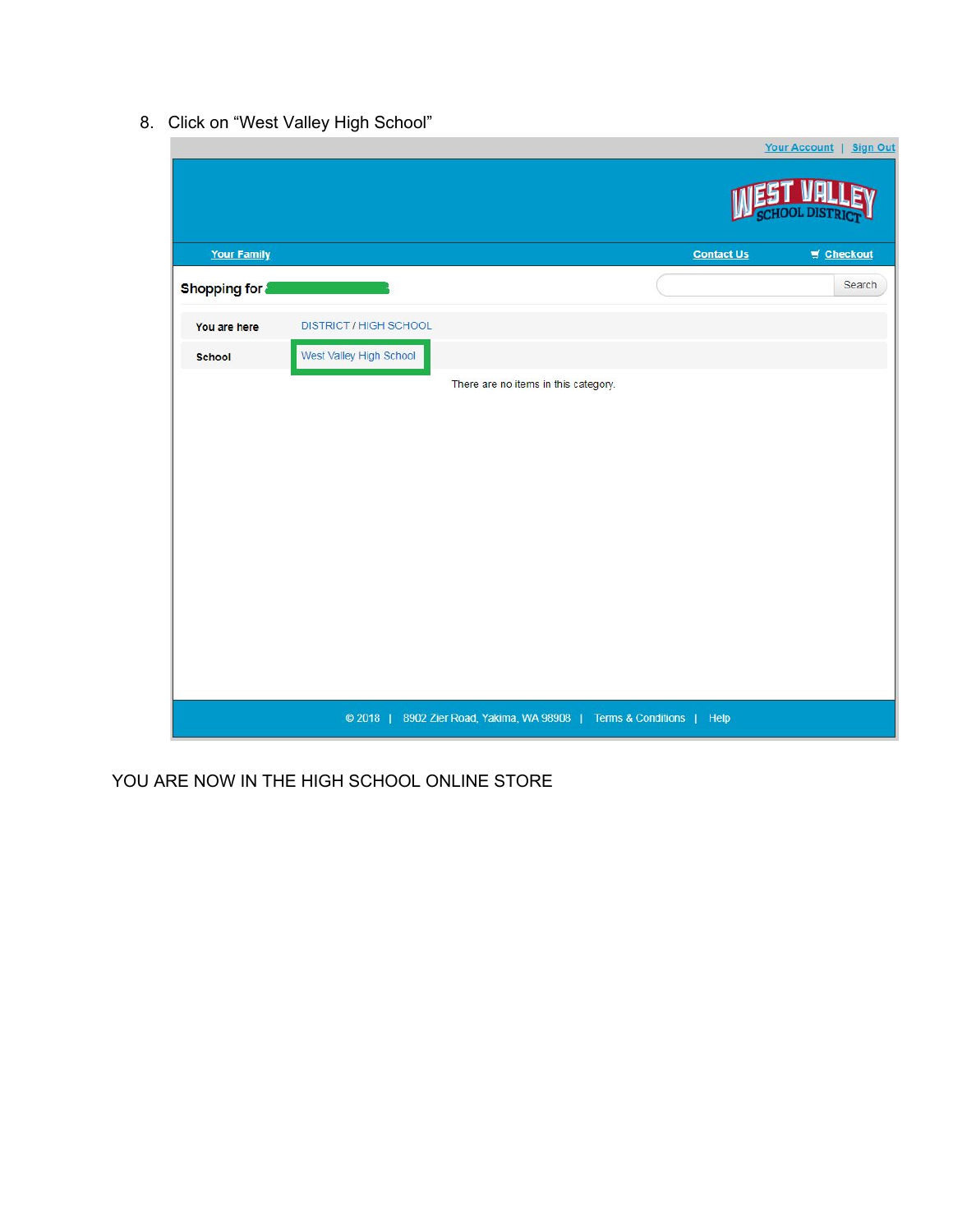8. Click on "West Valley High School"

Your Account | Sign Out

Your Family

Contact Us

Checkout

Shopping for

Search

| | |
|---|---|
| You are here | DISTRICT / HIGH SCHOOL |
| School | West Valley High School |

There are no items in this category.

© 2018 | 8902 Zier Road, Yakima, WA 98908 | Terms & Conditions | Help

YOU ARE NOW IN THE HIGH SCHOOL ONLINE STORE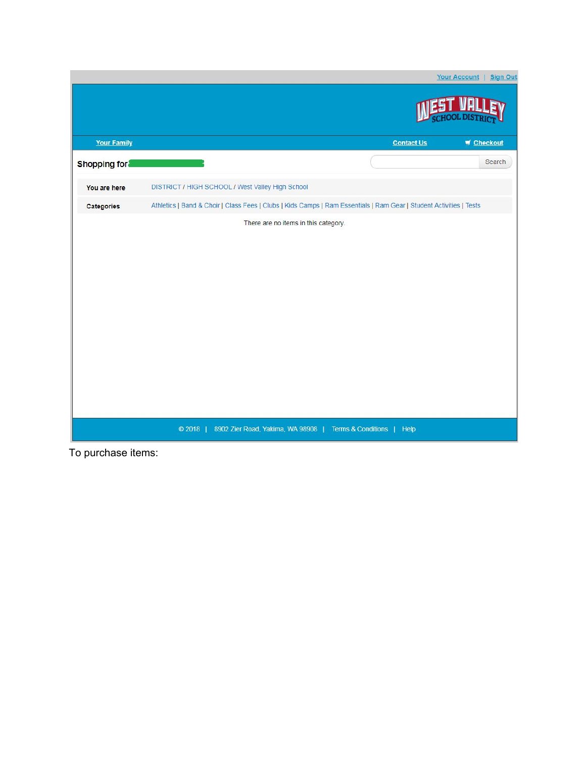Your Account | Sign Out

WEST VALLEY SCHOOL DISTRICT

Your Family | Contact Us | Checkout

Shopping for

Search

| You are here | DISTRICT / HIGH SCHOOL / West Valley High School |
| --- | --- |
| Categories | Athletics \| Band & Choir \| Class Fees \| Clubs \| Kids Camps \| Ram Essentials \| Ram Gear \| Student Activities \| Tests |

There are no items in this category.

© 2018 | 8902 Zier Road, Yakima, WA 98908 | Terms & Conditions | Help

To purchase items: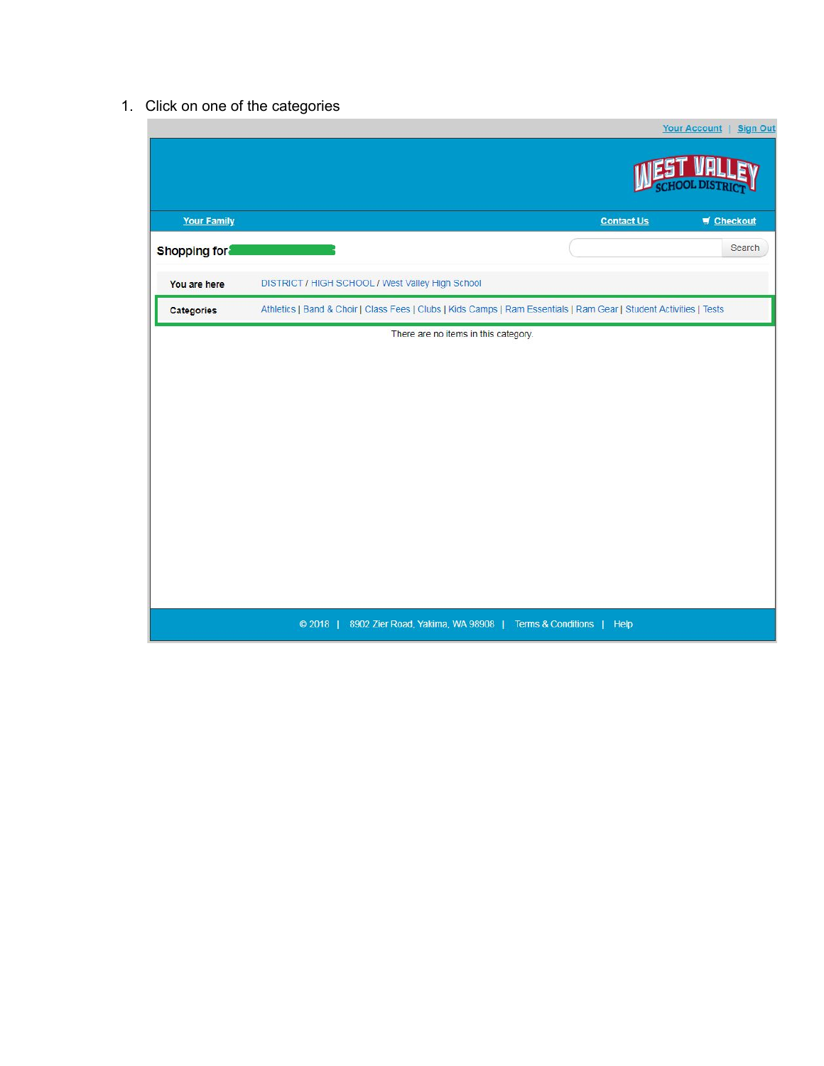1. Click on one of the categories

Your Account | Sign Out

WEST VALLEY SCHOOL DISTRICT

Your Family | Contact Us | Checkout

Shopping for:

Search

You are here: DISTRICT / HIGH SCHOOL / West Valley High School

Categories: Athletics | Band & Choir | Class Fees | Clubs | Kids Camps | Ram Essentials | Ram Gear | Student Activities | Tests

There are no items in this category.

© 2018 | 8902 Zier Road, Yakima, WA 98908 | Terms & Conditions | Help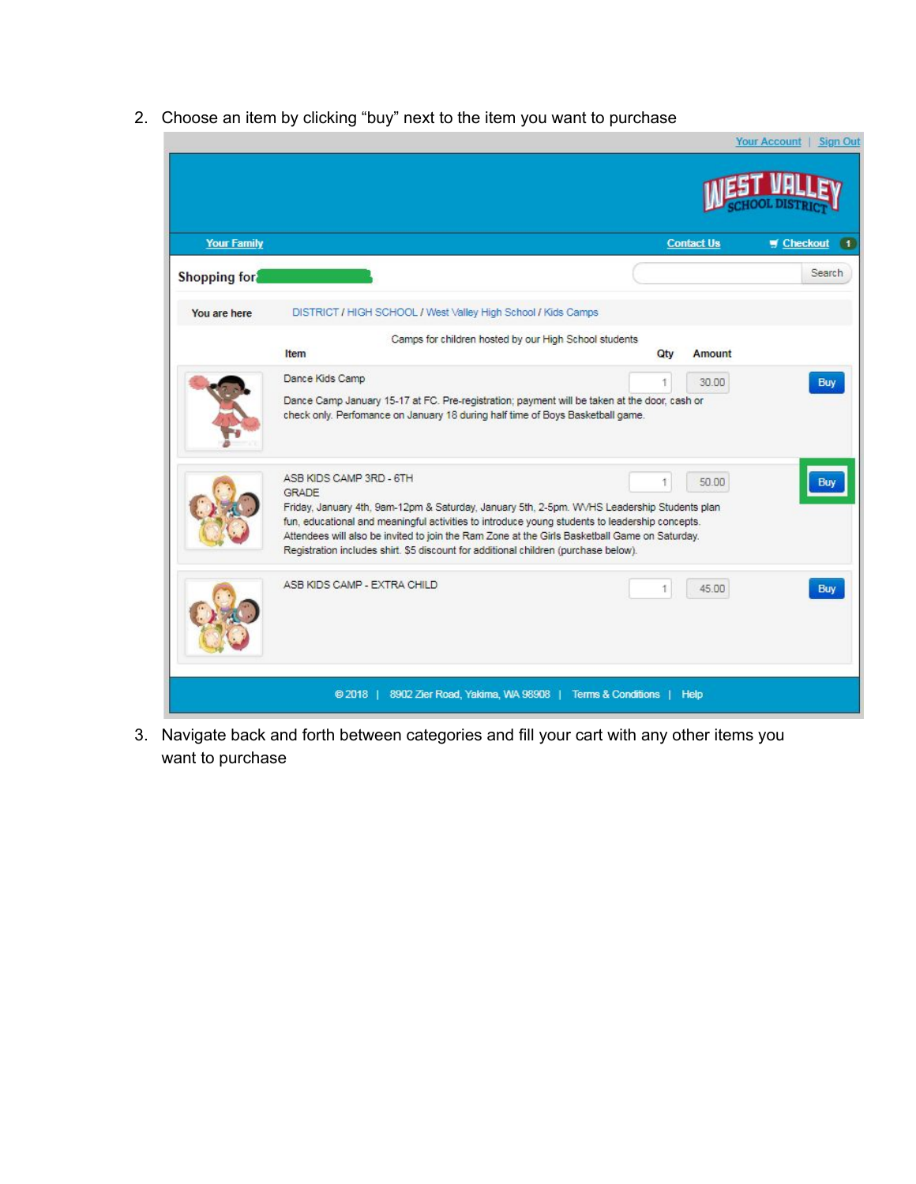2. Choose an item by clicking "buy" next to the item you want to purchase

Your Account | Sign Out

WEST VALLEY SCHOOL DISTRICT

Your Family | Contact Us | Checkout 1

Shopping for

Search

You are here DISTRICT / HIGH SCHOOL / West Valley High School / Kids Camps

Camps for children hosted by our High School students

| Item | Qty | Amount | |
|---|---|---|---|
| Dance Kids Camp<br>Dance Camp January 15-17 at FC. Pre-registration; payment will be taken at the door, cash or check only. Perfomance on January 18 during half time of Boys Basketball game. | 1 | 30.00 | Buy |
| ASB KIDS CAMP 3RD - 6TH GRADE<br>Friday, January 4th, 9am-12pm & Saturday, January 5th, 2-5pm. WVHS Leadership Students plan fun, educational and meaningful activities to introduce young students to leadership concepts. Attendees will also be invited to join the Ram Zone at the Girls Basketball Game on Saturday. Registration includes shirt. $5 discount for additional children (purchase below). | 1 | 50.00 | Buy |
| ASB KIDS CAMP - EXTRA CHILD | 1 | 45.00 | Buy |

© 2018 | 8902 Zier Road, Yakima, WA 98908 | Terms & Conditions | Help

3. Navigate back and forth between categories and fill your cart with any other items you want to purchase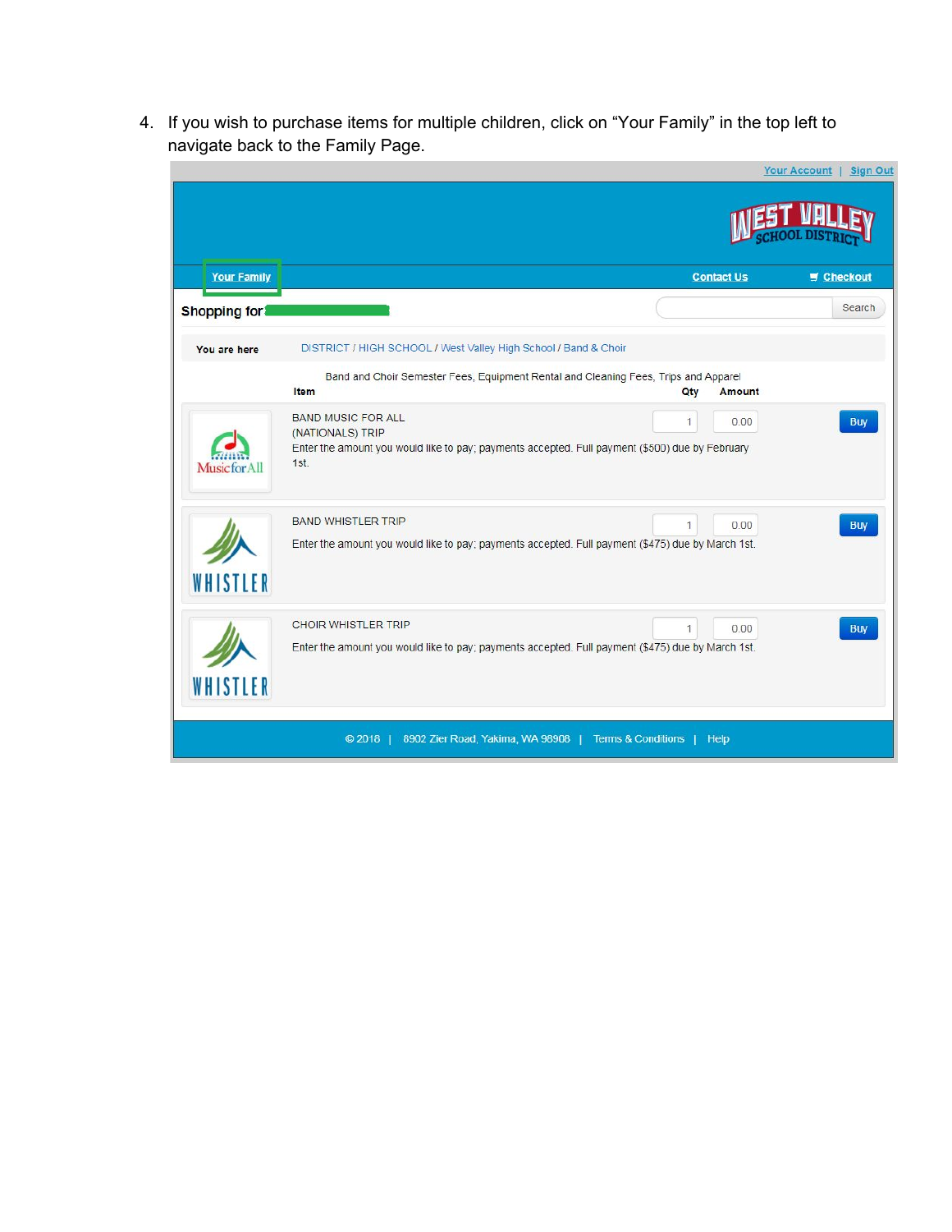4. If you wish to purchase items for multiple children, click on "Your Family" in the top left to navigate back to the Family Page.

Your Account | Sign Out

Your Family | Contact Us | Checkout

Shopping for

Search

You are here DISTRICT / HIGH SCHOOL / West Valley High School / Band & Choir

Band and Choir Semester Fees, Equipment Rental and Cleaning Fees, Trips and Apparel

| Item | Qty | Amount | |
|---|---|---|---|
| BAND MUSIC FOR ALL (NATIONALS) TRIP<br>Enter the amount you would like to pay; payments accepted. Full payment ($500) due by February 1st. | 1 | 0.00 | Buy |
| BAND WHISTLER TRIP<br>Enter the amount you would like to pay; payments accepted. Full payment ($475) due by March 1st. | 1 | 0.00 | Buy |
| CHOIR WHISTLER TRIP<br>Enter the amount you would like to pay; payments accepted. Full payment ($475) due by March 1st. | 1 | 0.00 | Buy |

© 2018 | 8902 Zier Road, Yakima, WA 98908 | Terms & Conditions | Help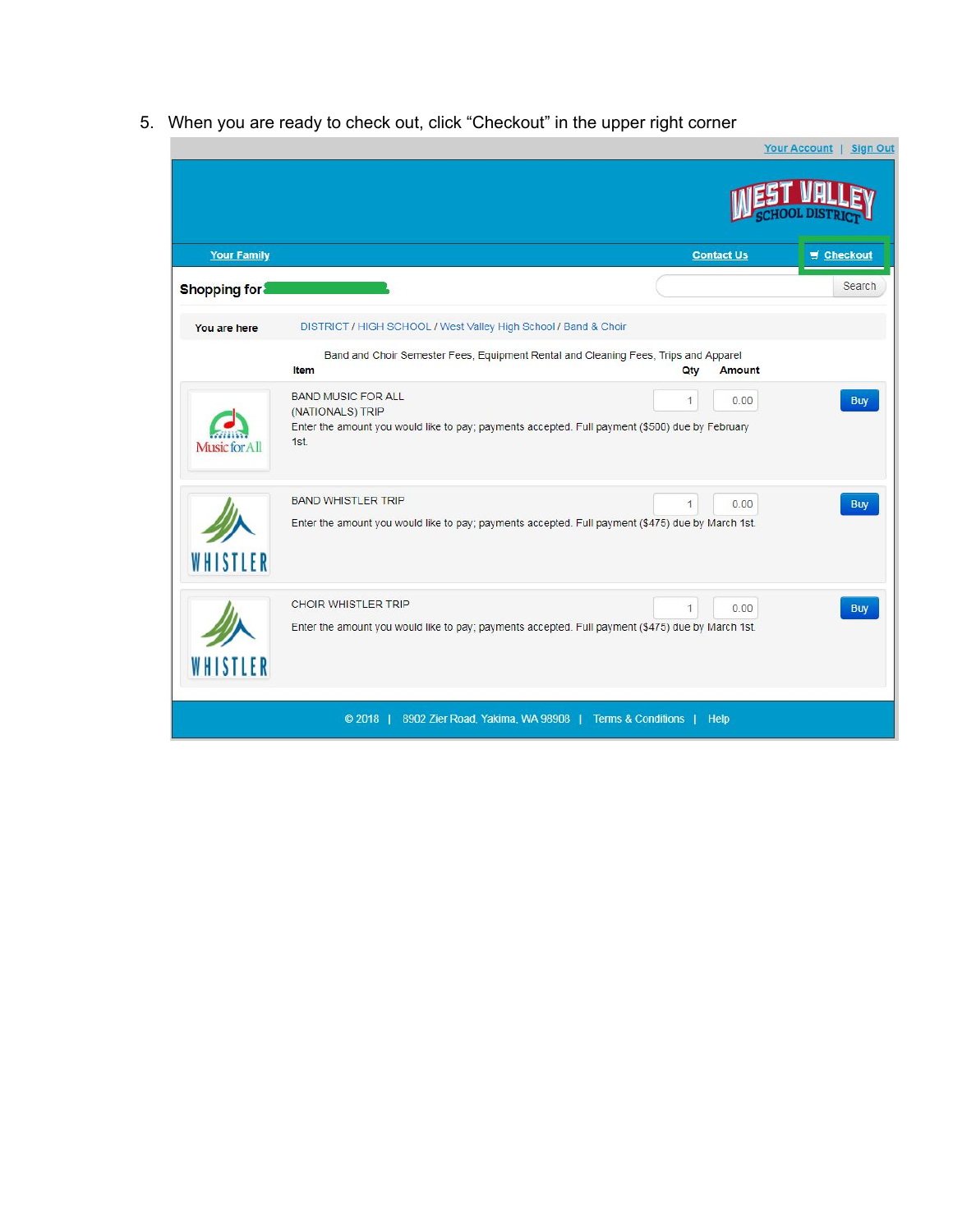5. When you are ready to check out, click “Checkout” in the upper right corner

Your Account | Sign Out

WEST VALLEY SCHOOL DISTRICT

Your Family | Contact Us | Checkout

Shopping for

Search

You are here DISTRICT / HIGH SCHOOL / West Valley High School / Band & Choir

Band and Choir Semester Fees, Equipment Rental and Cleaning Fees, Trips and Apparel

| Item | | Qty | Amount | |
|---|---|---|---|---|
| Music for All | BAND MUSIC FOR ALL (NATIONALS) TRIP<br>Enter the amount you would like to pay; payments accepted. Full payment ($500) due by February 1st. | 1 | 0.00 | Buy |
| WHISTLER | BAND WHISTLER TRIP<br>Enter the amount you would like to pay; payments accepted. Full payment ($475) due by March 1st. | 1 | 0.00 | Buy |
| WHISTLER | CHOIR WHISTLER TRIP<br>Enter the amount you would like to pay; payments accepted. Full payment ($475) due by March 1st. | 1 | 0.00 | Buy |

© 2018 | 8902 Zier Road, Yakima, WA 98908 | Terms & Conditions | Help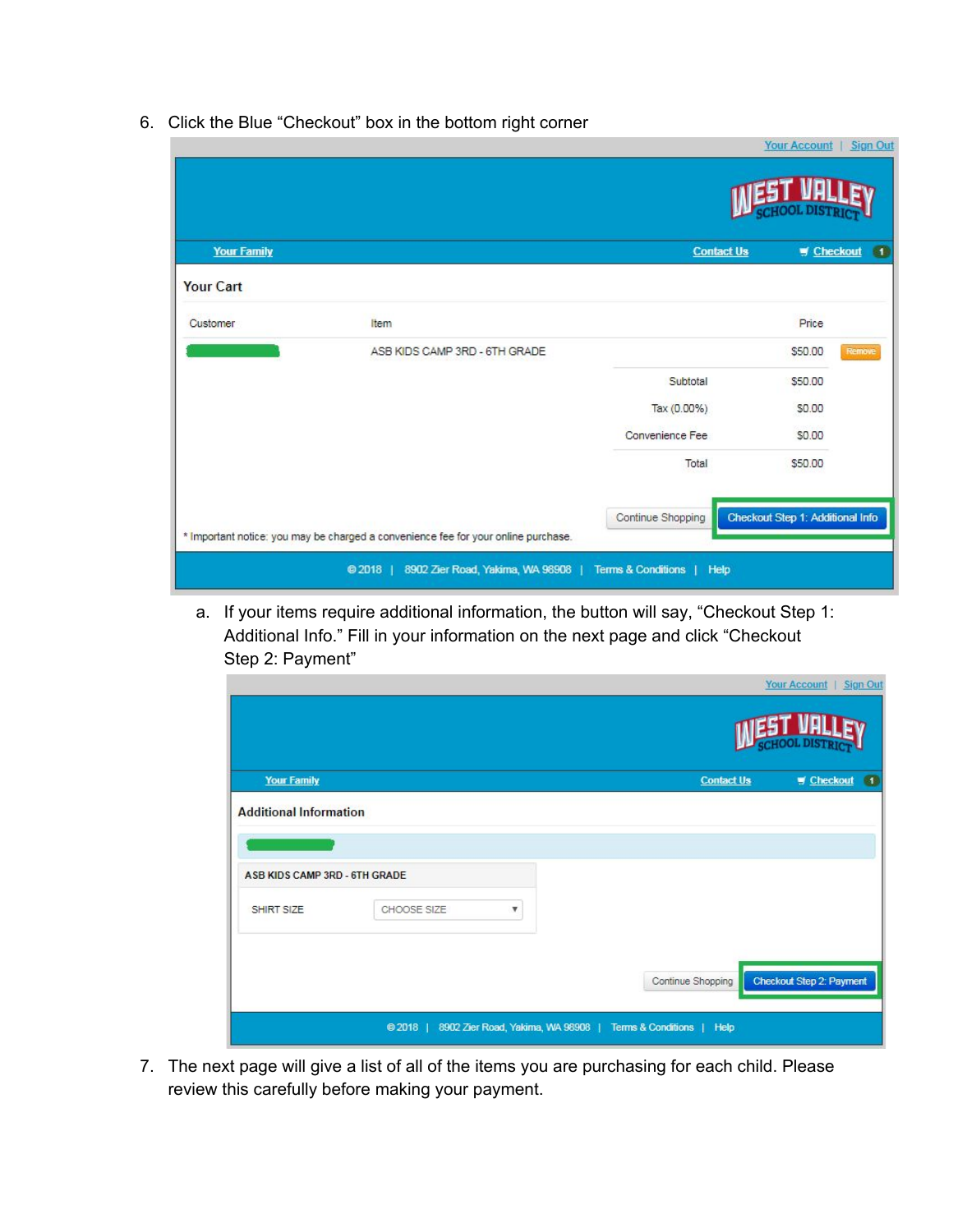6. Click the Blue "Checkout" box in the bottom right corner

   a. If your items require additional information, the button will say, "Checkout Step 1: Additional Info." Fill in your information on the next page and click "Checkout Step 2: Payment"

7. The next page will give a list of all of the items you are purchasing for each child. Please review this carefully before making your payment.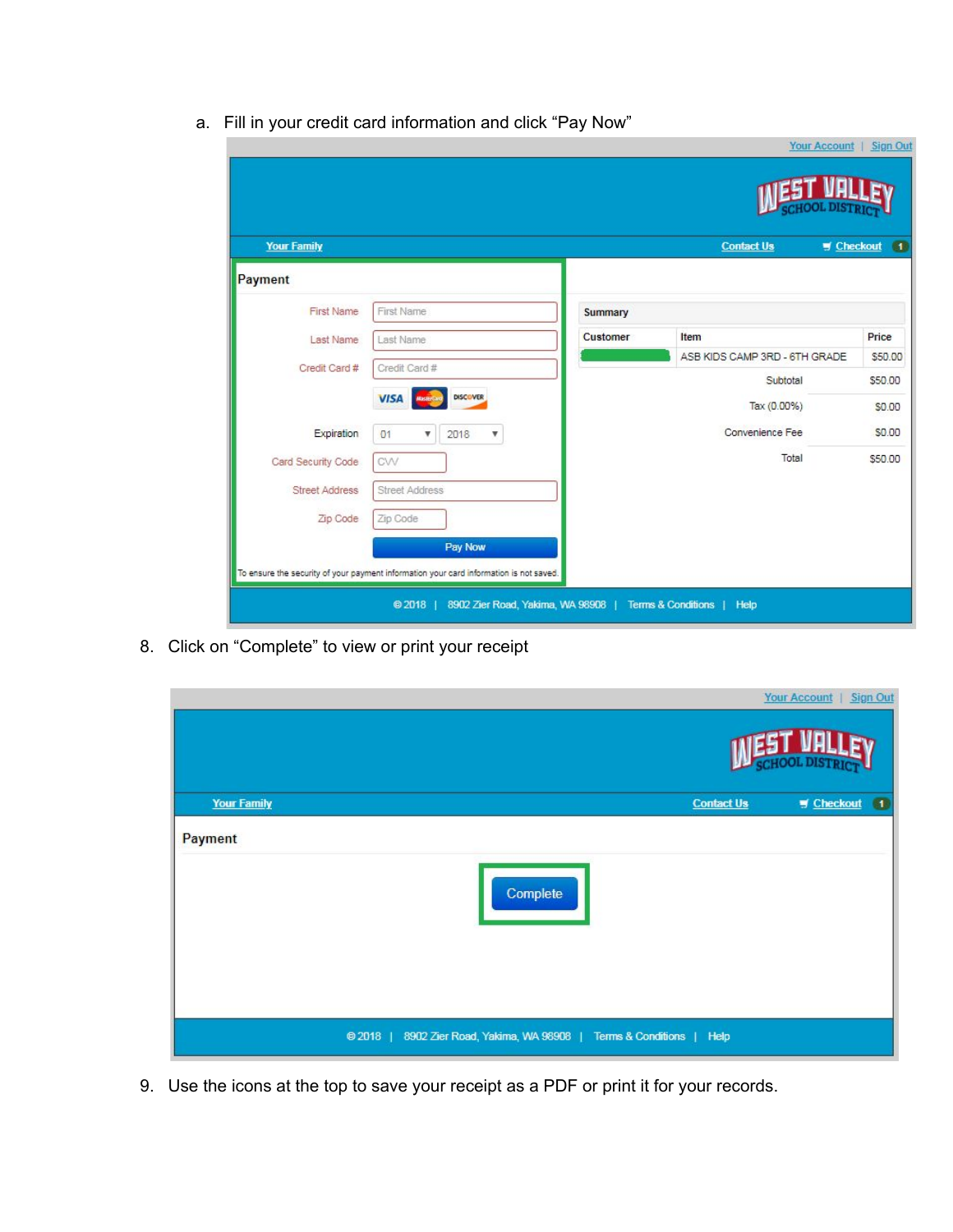a. Fill in your credit card information and click "Pay Now"

Your Account | Sign Out

WEST VALLEY SCHOOL DISTRICT

Your Family | Contact Us | Checkout 1

**Payment**

First Name

Last Name

Credit Card #

Expiration 01 2018

Card Security Code

Street Address

Zip Code

Pay Now

To ensure the security of your payment information your card information is not saved.

**Summary**

| Customer | Item | Price |
|---|---|---|
| | ASB KIDS CAMP 3RD - 6TH GRADE | $50.00 |
| | Subtotal | $50.00 |
| | Tax (0.00%) | $0.00 |
| | Convenience Fee | $0.00 |
| | Total | $50.00 |

© 2018 | 8902 Zier Road, Yakima, WA 98908 | Terms & Conditions | Help

8. Click on "Complete" to view or print your receipt

Your Account | Sign Out

WEST VALLEY SCHOOL DISTRICT

Your Family | Contact Us | Checkout 1

**Payment**

Complete

© 2018 | 8902 Zier Road, Yakima, WA 98908 | Terms & Conditions | Help

9. Use the icons at the top to save your receipt as a PDF or print it for your records.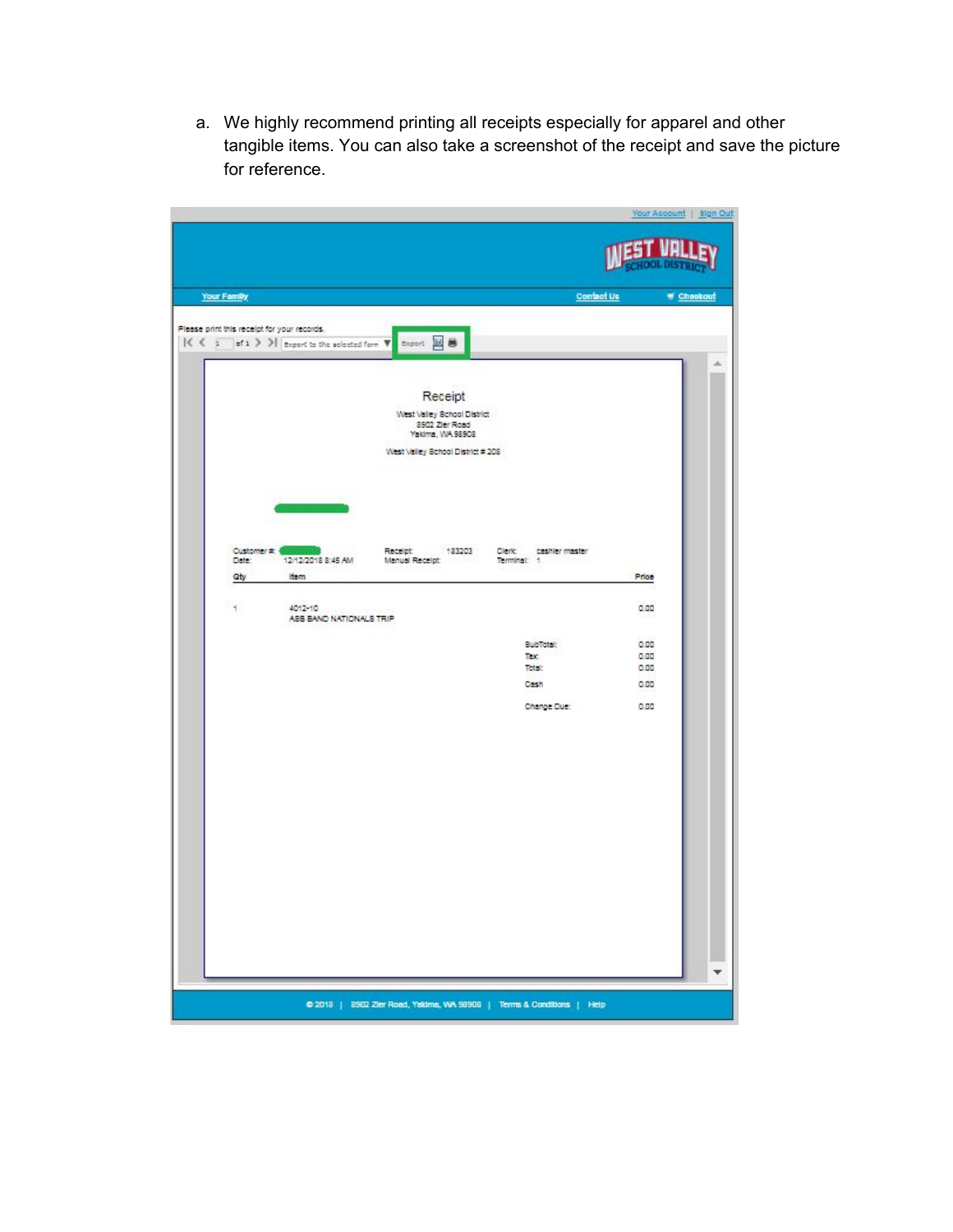a. We highly recommend printing all receipts especially for apparel and other tangible items. You can also take a screenshot of the receipt and save the picture for reference.